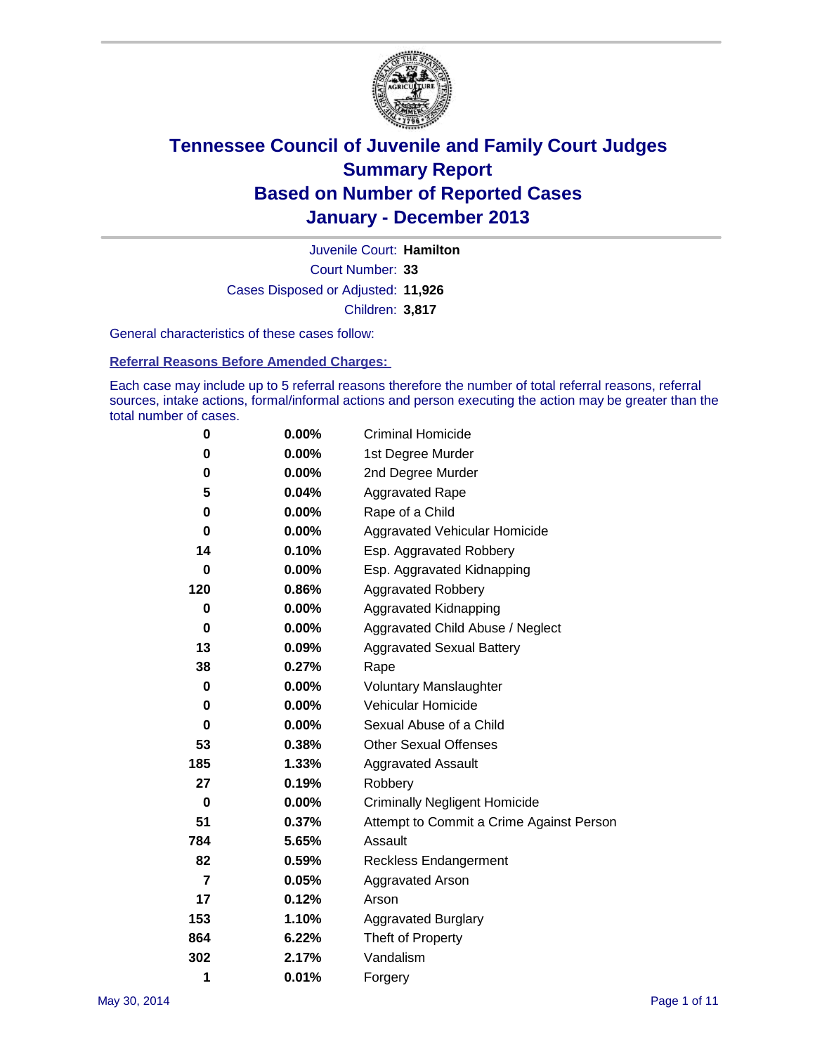# Tennessee Council of Juvenile and Family Court Judges
# Summary Report
# Based on Number of Reported Cases
# January - December 2013

Juvenile Court: **Hamilton**

Court Number: **33**

Cases Disposed or Adjusted: **11,926**

Children: **3,817**

General characteristics of these cases follow:

## Referral Reasons Before Amended Charges:

Each case may include up to 5 referral reasons therefore the number of total referral reasons, referral sources, intake actions, formal/informal actions and person executing the action may be greater than the total number of cases.

| | | |
|---|---|---|
| 0 | 0.00% | Criminal Homicide |
| 0 | 0.00% | 1st Degree Murder |
| 0 | 0.00% | 2nd Degree Murder |
| 5 | 0.04% | Aggravated Rape |
| 0 | 0.00% | Rape of a Child |
| 0 | 0.00% | Aggravated Vehicular Homicide |
| 14 | 0.10% | Esp. Aggravated Robbery |
| 0 | 0.00% | Esp. Aggravated Kidnapping |
| 120 | 0.86% | Aggravated Robbery |
| 0 | 0.00% | Aggravated Kidnapping |
| 0 | 0.00% | Aggravated Child Abuse / Neglect |
| 13 | 0.09% | Aggravated Sexual Battery |
| 38 | 0.27% | Rape |
| 0 | 0.00% | Voluntary Manslaughter |
| 0 | 0.00% | Vehicular Homicide |
| 0 | 0.00% | Sexual Abuse of a Child |
| 53 | 0.38% | Other Sexual Offenses |
| 185 | 1.33% | Aggravated Assault |
| 27 | 0.19% | Robbery |
| 0 | 0.00% | Criminally Negligent Homicide |
| 51 | 0.37% | Attempt to Commit a Crime Against Person |
| 784 | 5.65% | Assault |
| 82 | 0.59% | Reckless Endangerment |
| 7 | 0.05% | Aggravated Arson |
| 17 | 0.12% | Arson |
| 153 | 1.10% | Aggravated Burglary |
| 864 | 6.22% | Theft of Property |
| 302 | 2.17% | Vandalism |
| 1 | 0.01% | Forgery |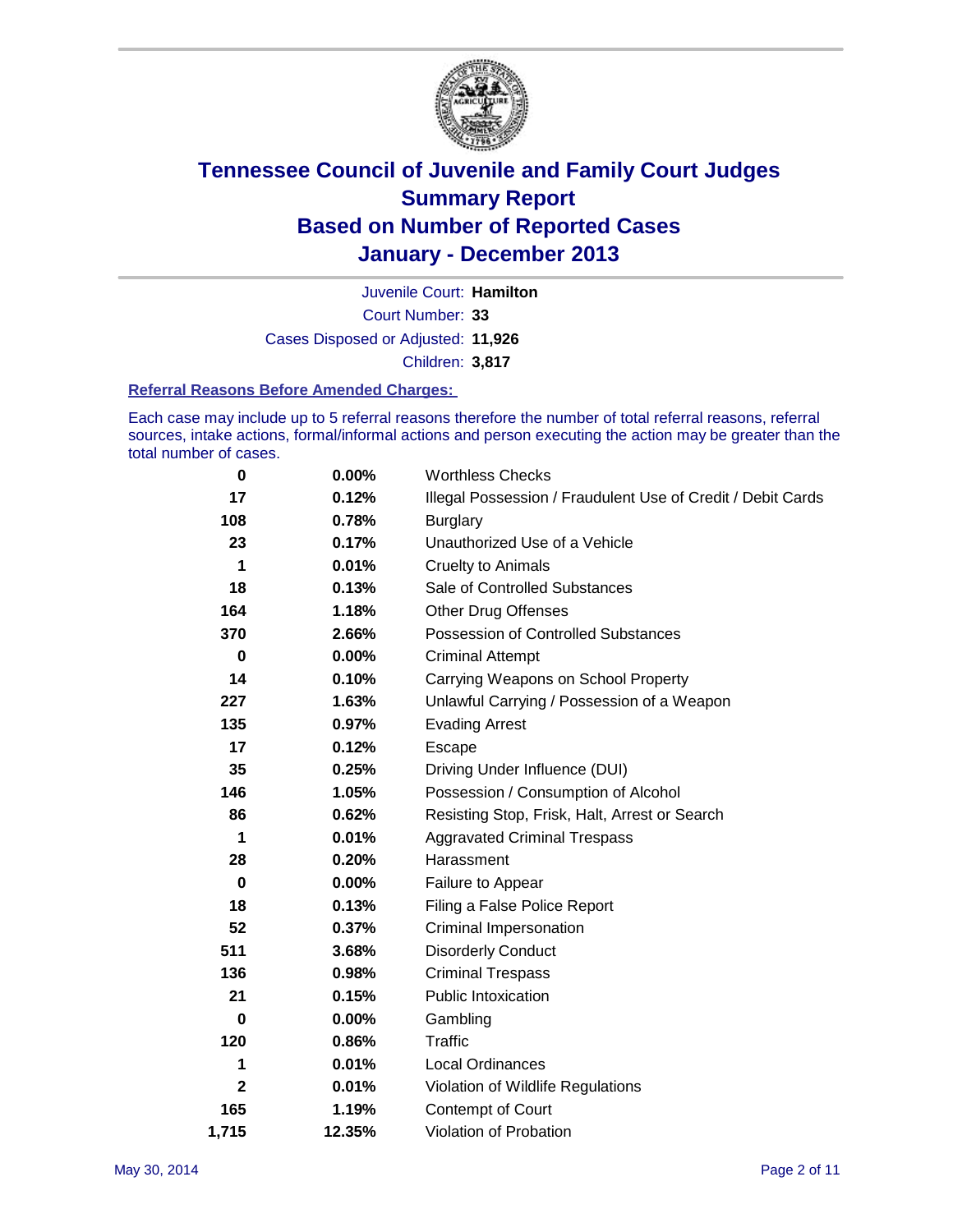# Tennessee Council of Juvenile and Family Court Judges
# Summary Report
# Based on Number of Reported Cases
# January - December 2013

Juvenile Court: **Hamilton**

Court Number: **33**

Cases Disposed or Adjusted: **11,926**

Children: **3,817**

### Referral Reasons Before Amended Charges:

Each case may include up to 5 referral reasons therefore the number of total referral reasons, referral sources, intake actions, formal/informal actions and person executing the action may be greater than the total number of cases.

| Count | Percent | Referral Reason |
|---|---|---|
| 0 | 0.00% | Worthless Checks |
| 17 | 0.12% | Illegal Possession / Fraudulent Use of Credit / Debit Cards |
| 108 | 0.78% | Burglary |
| 23 | 0.17% | Unauthorized Use of a Vehicle |
| 1 | 0.01% | Cruelty to Animals |
| 18 | 0.13% | Sale of Controlled Substances |
| 164 | 1.18% | Other Drug Offenses |
| 370 | 2.66% | Possession of Controlled Substances |
| 0 | 0.00% | Criminal Attempt |
| 14 | 0.10% | Carrying Weapons on School Property |
| 227 | 1.63% | Unlawful Carrying / Possession of a Weapon |
| 135 | 0.97% | Evading Arrest |
| 17 | 0.12% | Escape |
| 35 | 0.25% | Driving Under Influence (DUI) |
| 146 | 1.05% | Possession / Consumption of Alcohol |
| 86 | 0.62% | Resisting Stop, Frisk, Halt, Arrest or Search |
| 1 | 0.01% | Aggravated Criminal Trespass |
| 28 | 0.20% | Harassment |
| 0 | 0.00% | Failure to Appear |
| 18 | 0.13% | Filing a False Police Report |
| 52 | 0.37% | Criminal Impersonation |
| 511 | 3.68% | Disorderly Conduct |
| 136 | 0.98% | Criminal Trespass |
| 21 | 0.15% | Public Intoxication |
| 0 | 0.00% | Gambling |
| 120 | 0.86% | Traffic |
| 1 | 0.01% | Local Ordinances |
| 2 | 0.01% | Violation of Wildlife Regulations |
| 165 | 1.19% | Contempt of Court |
| 1,715 | 12.35% | Violation of Probation |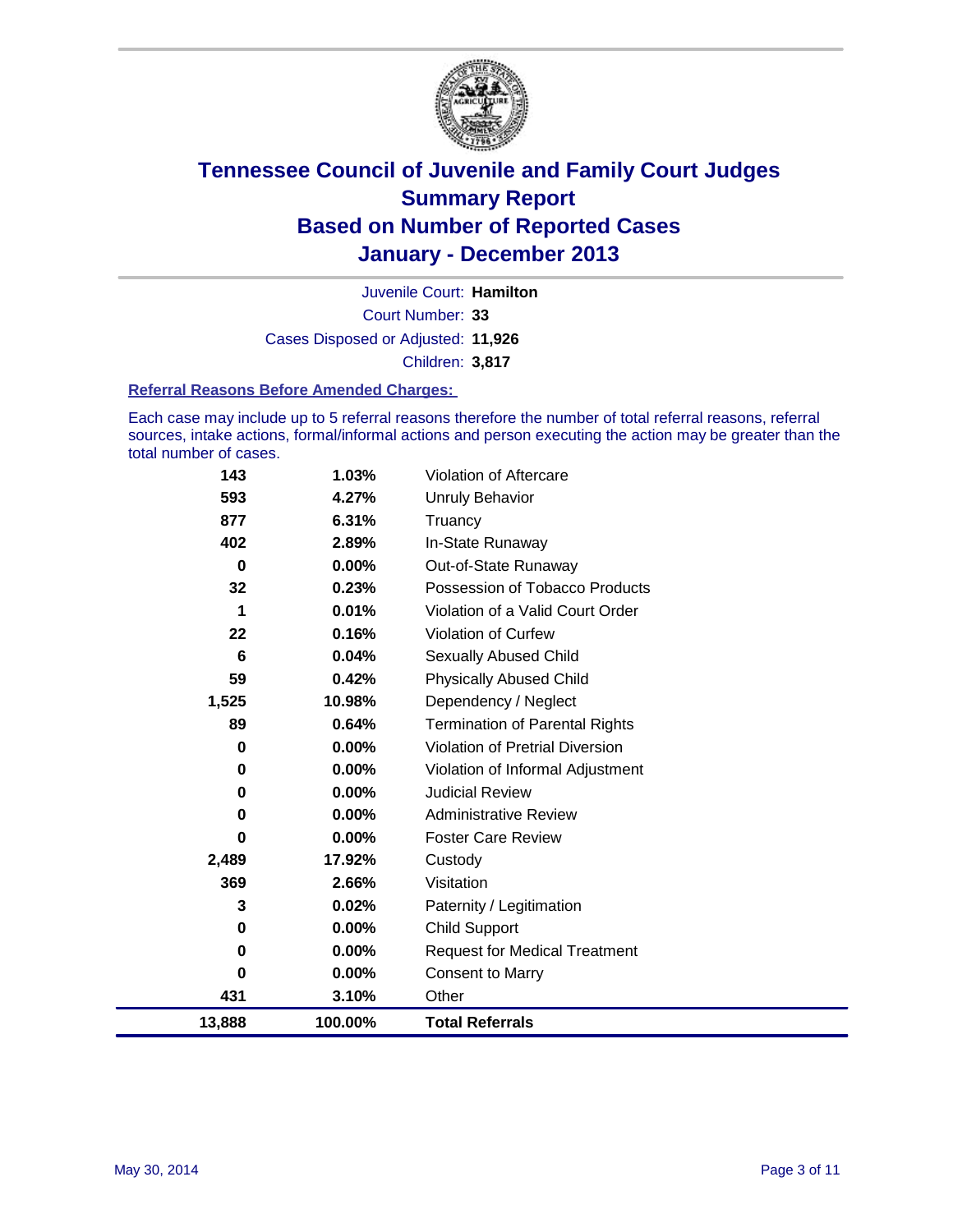# Tennessee Council of Juvenile and Family Court Judges
# Summary Report
# Based on Number of Reported Cases
# January - December 2013

Juvenile Court: **Hamilton**

Court Number: **33**

Cases Disposed or Adjusted: **11,926**

Children: **3,817**

### Referral Reasons Before Amended Charges:

Each case may include up to 5 referral reasons therefore the number of total referral reasons, referral sources, intake actions, formal/informal actions and person executing the action may be greater than the total number of cases.

| Count | Percent | Referral Reason |
|---|---|---|
| 143 | 1.03% | Violation of Aftercare |
| 593 | 4.27% | Unruly Behavior |
| 877 | 6.31% | Truancy |
| 402 | 2.89% | In-State Runaway |
| 0 | 0.00% | Out-of-State Runaway |
| 32 | 0.23% | Possession of Tobacco Products |
| 1 | 0.01% | Violation of a Valid Court Order |
| 22 | 0.16% | Violation of Curfew |
| 6 | 0.04% | Sexually Abused Child |
| 59 | 0.42% | Physically Abused Child |
| 1,525 | 10.98% | Dependency / Neglect |
| 89 | 0.64% | Termination of Parental Rights |
| 0 | 0.00% | Violation of Pretrial Diversion |
| 0 | 0.00% | Violation of Informal Adjustment |
| 0 | 0.00% | Judicial Review |
| 0 | 0.00% | Administrative Review |
| 0 | 0.00% | Foster Care Review |
| 2,489 | 17.92% | Custody |
| 369 | 2.66% | Visitation |
| 3 | 0.02% | Paternity / Legitimation |
| 0 | 0.00% | Child Support |
| 0 | 0.00% | Request for Medical Treatment |
| 0 | 0.00% | Consent to Marry |
| 431 | 3.10% | Other |
| **13,888** | **100.00%** | **Total Referrals** |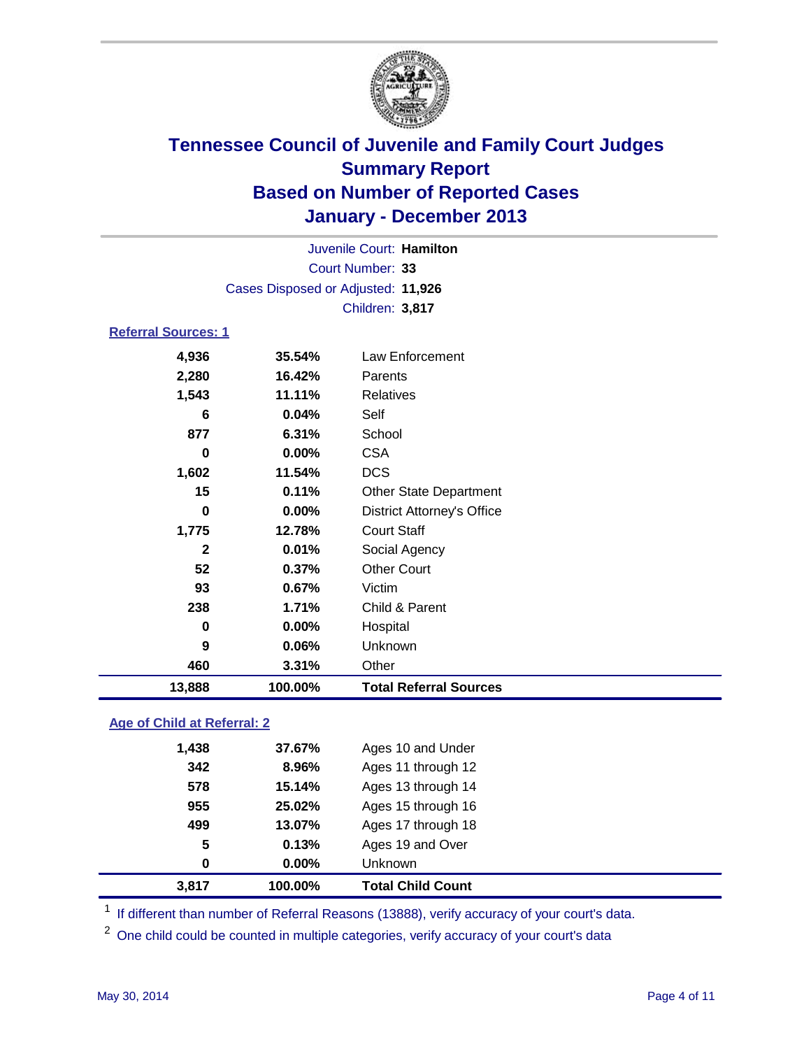# Tennessee Council of Juvenile and Family Court Judges
## Summary Report
## Based on Number of Reported Cases
## January - December 2013

Juvenile Court: **Hamilton**
Court Number: **33**
Cases Disposed or Adjusted: **11,926**
Children: **3,817**

### Referral Sources: 1

| Count | Percent | Source |
|---|---|---|
| 4,936 | 35.54% | Law Enforcement |
| 2,280 | 16.42% | Parents |
| 1,543 | 11.11% | Relatives |
| 6 | 0.04% | Self |
| 877 | 6.31% | School |
| 0 | 0.00% | CSA |
| 1,602 | 11.54% | DCS |
| 15 | 0.11% | Other State Department |
| 0 | 0.00% | District Attorney's Office |
| 1,775 | 12.78% | Court Staff |
| 2 | 0.01% | Social Agency |
| 52 | 0.37% | Other Court |
| 93 | 0.67% | Victim |
| 238 | 1.71% | Child & Parent |
| 0 | 0.00% | Hospital |
| 9 | 0.06% | Unknown |
| 460 | 3.31% | Other |
| **13,888** | **100.00%** | **Total Referral Sources** |

### Age of Child at Referral: 2

| Count | Percent | Age |
|---|---|---|
| 1,438 | 37.67% | Ages 10 and Under |
| 342 | 8.96% | Ages 11 through 12 |
| 578 | 15.14% | Ages 13 through 14 |
| 955 | 25.02% | Ages 15 through 16 |
| 499 | 13.07% | Ages 17 through 18 |
| 5 | 0.13% | Ages 19 and Over |
| 0 | 0.00% | Unknown |
| **3,817** | **100.00%** | **Total Child Count** |

[1] If different than number of Referral Reasons (13888), verify accuracy of your court's data.

[2] One child could be counted in multiple categories, verify accuracy of your court's data

May 30, 2014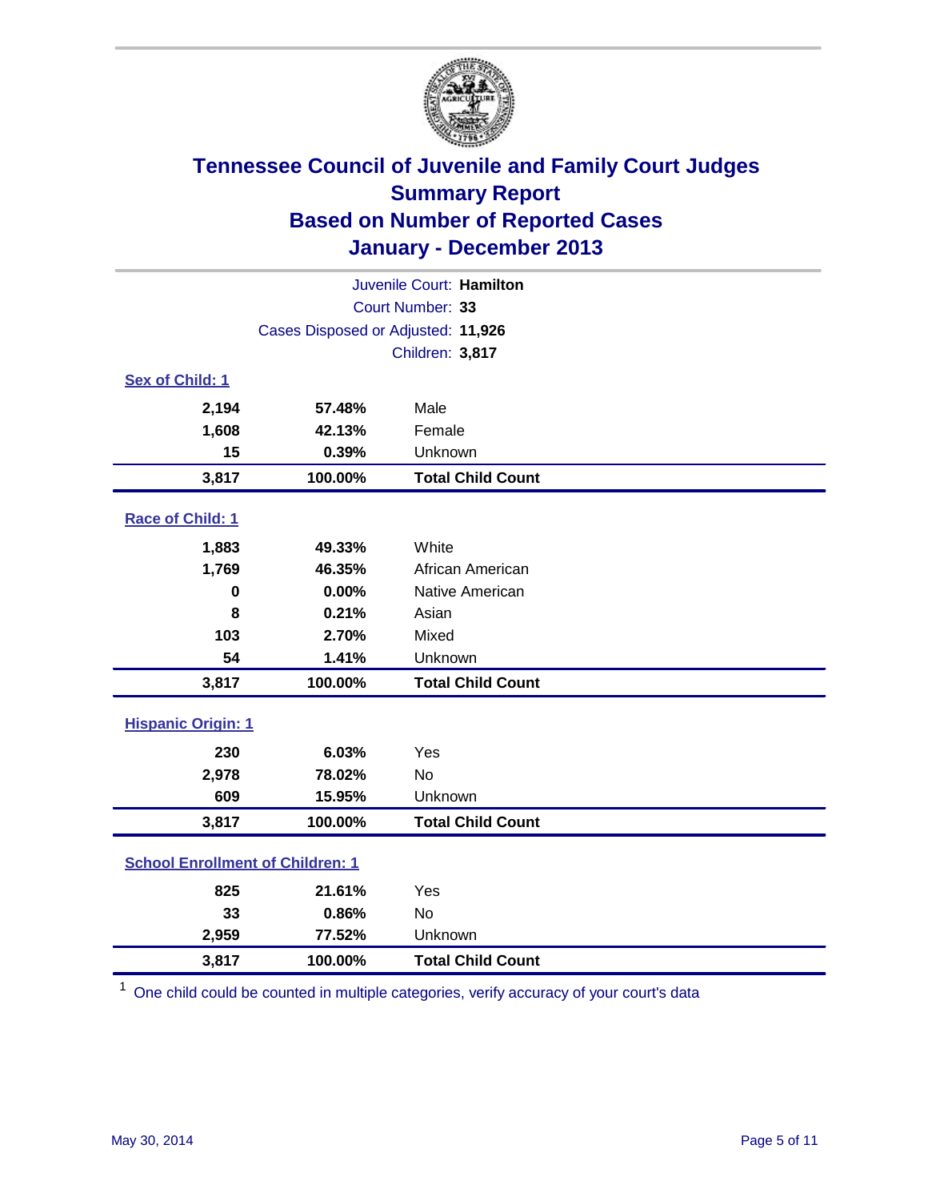# Tennessee Council of Juvenile and Family Court Judges
## Summary Report
## Based on Number of Reported Cases
## January - December 2013

Juvenile Court: **Hamilton**
Court Number: **33**
Cases Disposed or Adjusted: **11,926**
Children: **3,817**

### Sex of Child: 1

| | | |
|---|---|---|
| **2,194** | **57.48%** | Male |
| **1,608** | **42.13%** | Female |
| **15** | **0.39%** | Unknown |
| **3,817** | **100.00%** | **Total Child Count** |

### Race of Child: 1

| | | |
|---|---|---|
| **1,883** | **49.33%** | White |
| **1,769** | **46.35%** | African American |
| **0** | **0.00%** | Native American |
| **8** | **0.21%** | Asian |
| **103** | **2.70%** | Mixed |
| **54** | **1.41%** | Unknown |
| **3,817** | **100.00%** | **Total Child Count** |

### Hispanic Origin: 1

| | | |
|---|---|---|
| **230** | **6.03%** | Yes |
| **2,978** | **78.02%** | No |
| **609** | **15.95%** | Unknown |
| **3,817** | **100.00%** | **Total Child Count** |

### School Enrollment of Children: 1

| | | |
|---|---|---|
| **825** | **21.61%** | Yes |
| **33** | **0.86%** | No |
| **2,959** | **77.52%** | Unknown |
| **3,817** | **100.00%** | **Total Child Count** |

[1] One child could be counted in multiple categories, verify accuracy of your court's data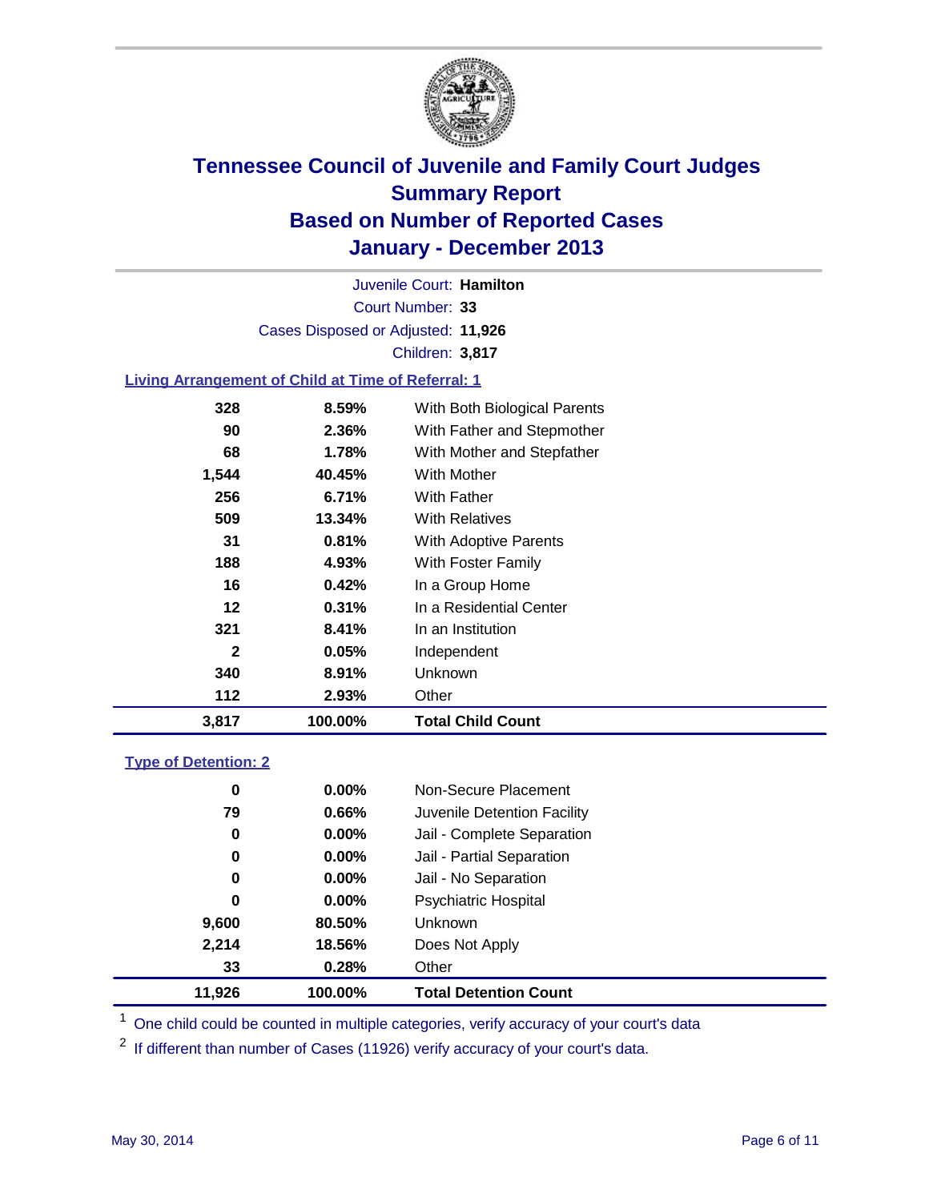# Tennessee Council of Juvenile and Family Court Judges
# Summary Report
# Based on Number of Reported Cases
# January - December 2013

Juvenile Court: **Hamilton**

Court Number: **33**

Cases Disposed or Adjusted: **11,926**

Children: **3,817**

### Living Arrangement of Child at Time of Referral: 1

| Count | Percent | Category |
|---|---|---|
| 328 | 8.59% | With Both Biological Parents |
| 90 | 2.36% | With Father and Stepmother |
| 68 | 1.78% | With Mother and Stepfather |
| 1,544 | 40.45% | With Mother |
| 256 | 6.71% | With Father |
| 509 | 13.34% | With Relatives |
| 31 | 0.81% | With Adoptive Parents |
| 188 | 4.93% | With Foster Family |
| 16 | 0.42% | In a Group Home |
| 12 | 0.31% | In a Residential Center |
| 321 | 8.41% | In an Institution |
| 2 | 0.05% | Independent |
| 340 | 8.91% | Unknown |
| 112 | 2.93% | Other |
| **3,817** | **100.00%** | **Total Child Count** |

### Type of Detention: 2

| Count | Percent | Category |
|---|---|---|
| 0 | 0.00% | Non-Secure Placement |
| 79 | 0.66% | Juvenile Detention Facility |
| 0 | 0.00% | Jail - Complete Separation |
| 0 | 0.00% | Jail - Partial Separation |
| 0 | 0.00% | Jail - No Separation |
| 0 | 0.00% | Psychiatric Hospital |
| 9,600 | 80.50% | Unknown |
| 2,214 | 18.56% | Does Not Apply |
| 33 | 0.28% | Other |
| **11,926** | **100.00%** | **Total Detention Count** |

[1] One child could be counted in multiple categories, verify accuracy of your court's data

[2] If different than number of Cases (11926) verify accuracy of your court's data.

May 30, 2014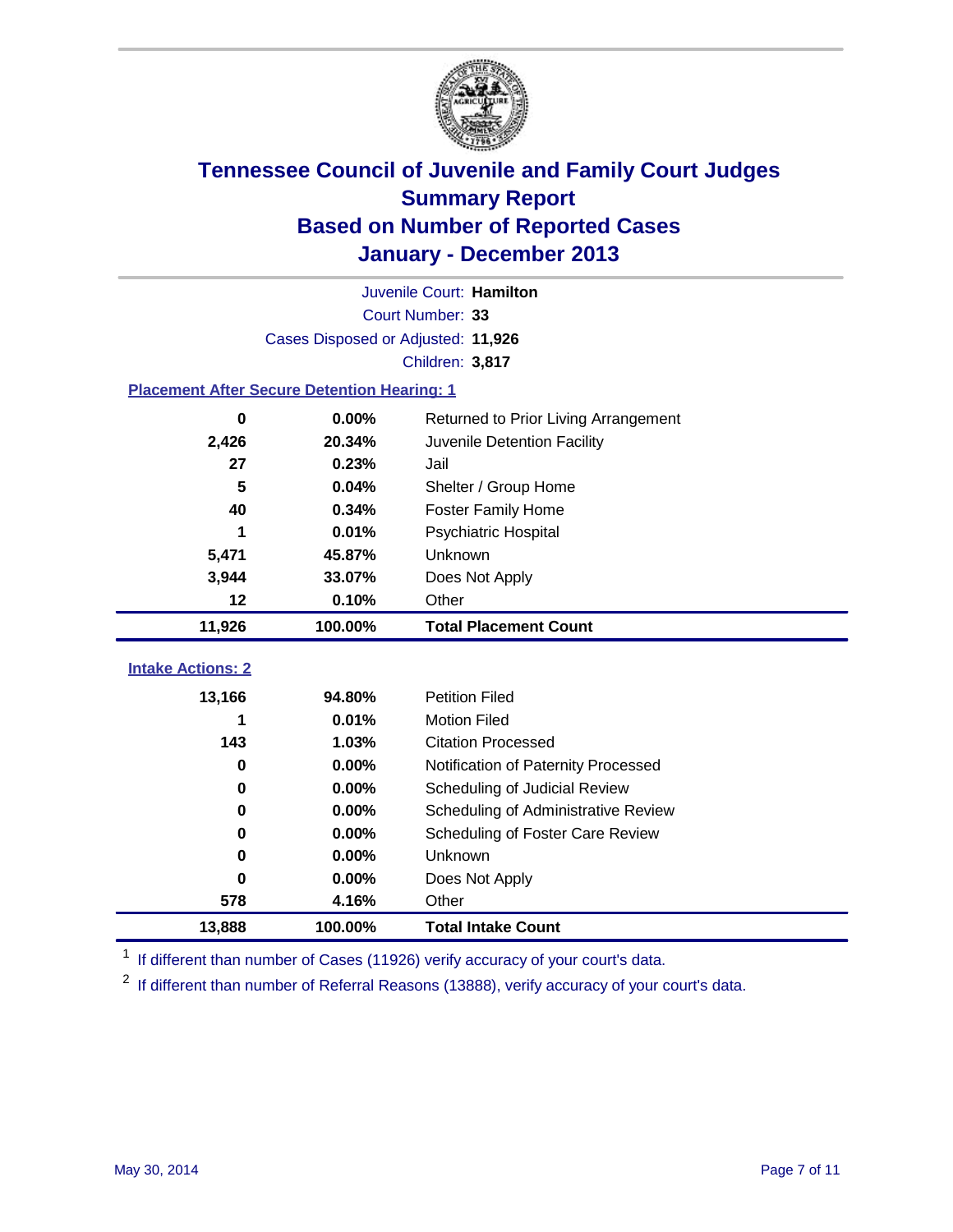# Tennessee Council of Juvenile and Family Court Judges
## Summary Report
## Based on Number of Reported Cases
## January - December 2013

Juvenile Court: **Hamilton**
Court Number: **33**
Cases Disposed or Adjusted: **11,926**
Children: **3,817**

### Placement After Secure Detention Hearing: 1

| Count | Percent | Placement |
|---|---|---|
| 0 | 0.00% | Returned to Prior Living Arrangement |
| 2,426 | 20.34% | Juvenile Detention Facility |
| 27 | 0.23% | Jail |
| 5 | 0.04% | Shelter / Group Home |
| 40 | 0.34% | Foster Family Home |
| 1 | 0.01% | Psychiatric Hospital |
| 5,471 | 45.87% | Unknown |
| 3,944 | 33.07% | Does Not Apply |
| 12 | 0.10% | Other |
| **11,926** | **100.00%** | **Total Placement Count** |

### Intake Actions: 2

| Count | Percent | Intake Action |
|---|---|---|
| 13,166 | 94.80% | Petition Filed |
| 1 | 0.01% | Motion Filed |
| 143 | 1.03% | Citation Processed |
| 0 | 0.00% | Notification of Paternity Processed |
| 0 | 0.00% | Scheduling of Judicial Review |
| 0 | 0.00% | Scheduling of Administrative Review |
| 0 | 0.00% | Scheduling of Foster Care Review |
| 0 | 0.00% | Unknown |
| 0 | 0.00% | Does Not Apply |
| 578 | 4.16% | Other |
| **13,888** | **100.00%** | **Total Intake Count** |

[1] If different than number of Cases (11926) verify accuracy of your court's data.

[2] If different than number of Referral Reasons (13888), verify accuracy of your court's data.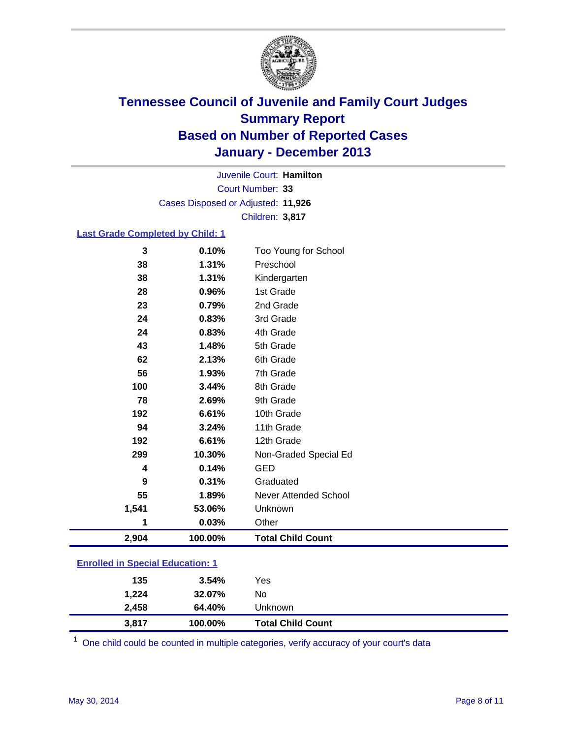# Tennessee Council of Juvenile and Family Court Judges
## Summary Report
## Based on Number of Reported Cases
## January - December 2013

Juvenile Court: **Hamilton**
Court Number: **33**
Cases Disposed or Adjusted: **11,926**
Children: **3,817**

### Last Grade Completed by Child: 1

| | | |
|---|---|---|
| 3 | 0.10% | Too Young for School |
| 38 | 1.31% | Preschool |
| 38 | 1.31% | Kindergarten |
| 28 | 0.96% | 1st Grade |
| 23 | 0.79% | 2nd Grade |
| 24 | 0.83% | 3rd Grade |
| 24 | 0.83% | 4th Grade |
| 43 | 1.48% | 5th Grade |
| 62 | 2.13% | 6th Grade |
| 56 | 1.93% | 7th Grade |
| 100 | 3.44% | 8th Grade |
| 78 | 2.69% | 9th Grade |
| 192 | 6.61% | 10th Grade |
| 94 | 3.24% | 11th Grade |
| 192 | 6.61% | 12th Grade |
| 299 | 10.30% | Non-Graded Special Ed |
| 4 | 0.14% | GED |
| 9 | 0.31% | Graduated |
| 55 | 1.89% | Never Attended School |
| 1,541 | 53.06% | Unknown |
| 1 | 0.03% | Other |
| **2,904** | **100.00%** | **Total Child Count** |

### Enrolled in Special Education: 1

| | | |
|---|---|---|
| 135 | 3.54% | Yes |
| 1,224 | 32.07% | No |
| 2,458 | 64.40% | Unknown |
| **3,817** | **100.00%** | **Total Child Count** |

[1] One child could be counted in multiple categories, verify accuracy of your court's data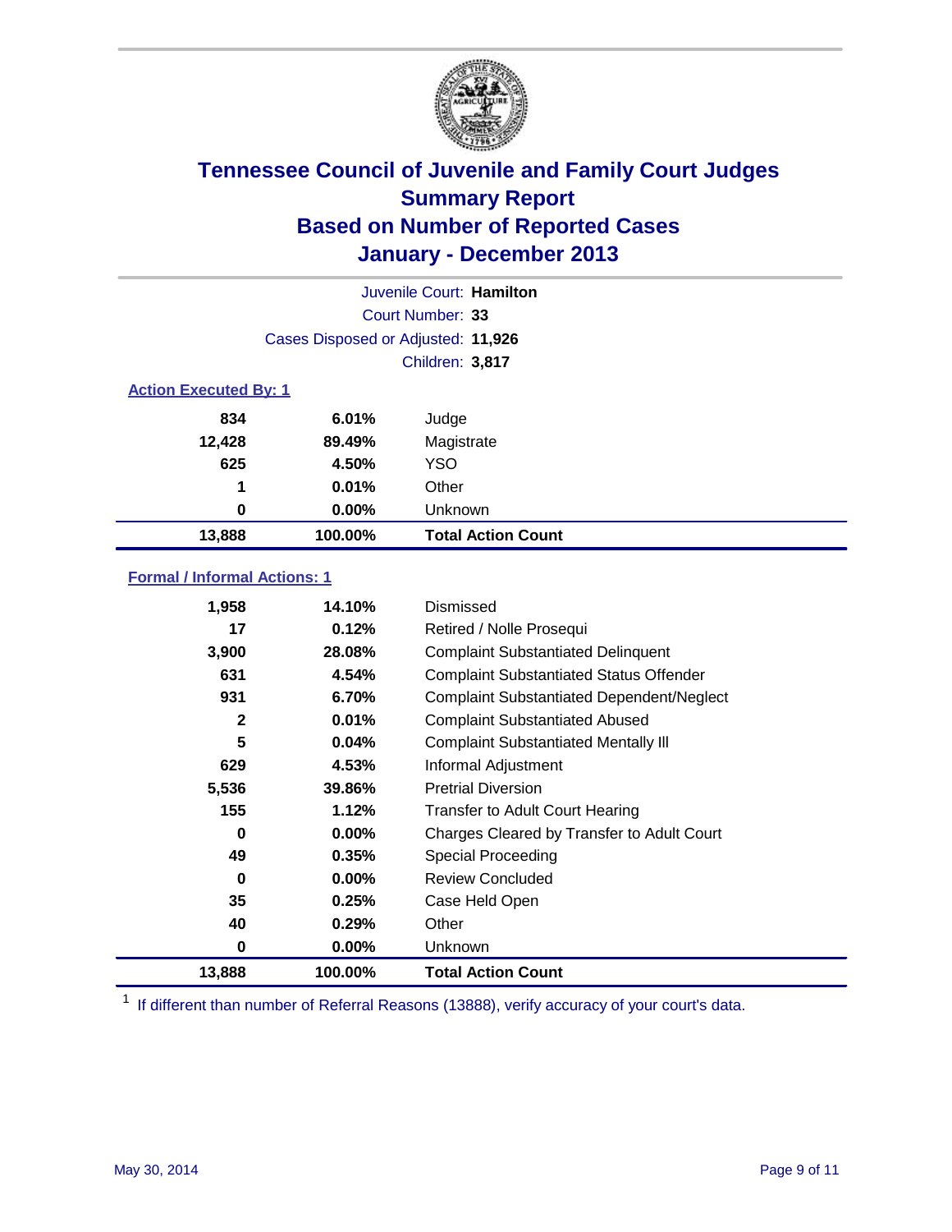# Tennessee Council of Juvenile and Family Court Judges
## Summary Report
## Based on Number of Reported Cases
## January - December 2013

Juvenile Court: **Hamilton**

Court Number: **33**

Cases Disposed or Adjusted: **11,926**

Children: **3,817**

### Action Executed By: 1

| | | |
|---|---|---|
| 834 | 6.01% | Judge |
| 12,428 | 89.49% | Magistrate |
| 625 | 4.50% | YSO |
| 1 | 0.01% | Other |
| 0 | 0.00% | Unknown |
| **13,888** | **100.00%** | **Total Action Count** |

### Formal / Informal Actions: 1

| | | |
|---|---|---|
| 1,958 | 14.10% | Dismissed |
| 17 | 0.12% | Retired / Nolle Prosequi |
| 3,900 | 28.08% | Complaint Substantiated Delinquent |
| 631 | 4.54% | Complaint Substantiated Status Offender |
| 931 | 6.70% | Complaint Substantiated Dependent/Neglect |
| 2 | 0.01% | Complaint Substantiated Abused |
| 5 | 0.04% | Complaint Substantiated Mentally Ill |
| 629 | 4.53% | Informal Adjustment |
| 5,536 | 39.86% | Pretrial Diversion |
| 155 | 1.12% | Transfer to Adult Court Hearing |
| 0 | 0.00% | Charges Cleared by Transfer to Adult Court |
| 49 | 0.35% | Special Proceeding |
| 0 | 0.00% | Review Concluded |
| 35 | 0.25% | Case Held Open |
| 40 | 0.29% | Other |
| 0 | 0.00% | Unknown |
| **13,888** | **100.00%** | **Total Action Count** |

[1] If different than number of Referral Reasons (13888), verify accuracy of your court's data.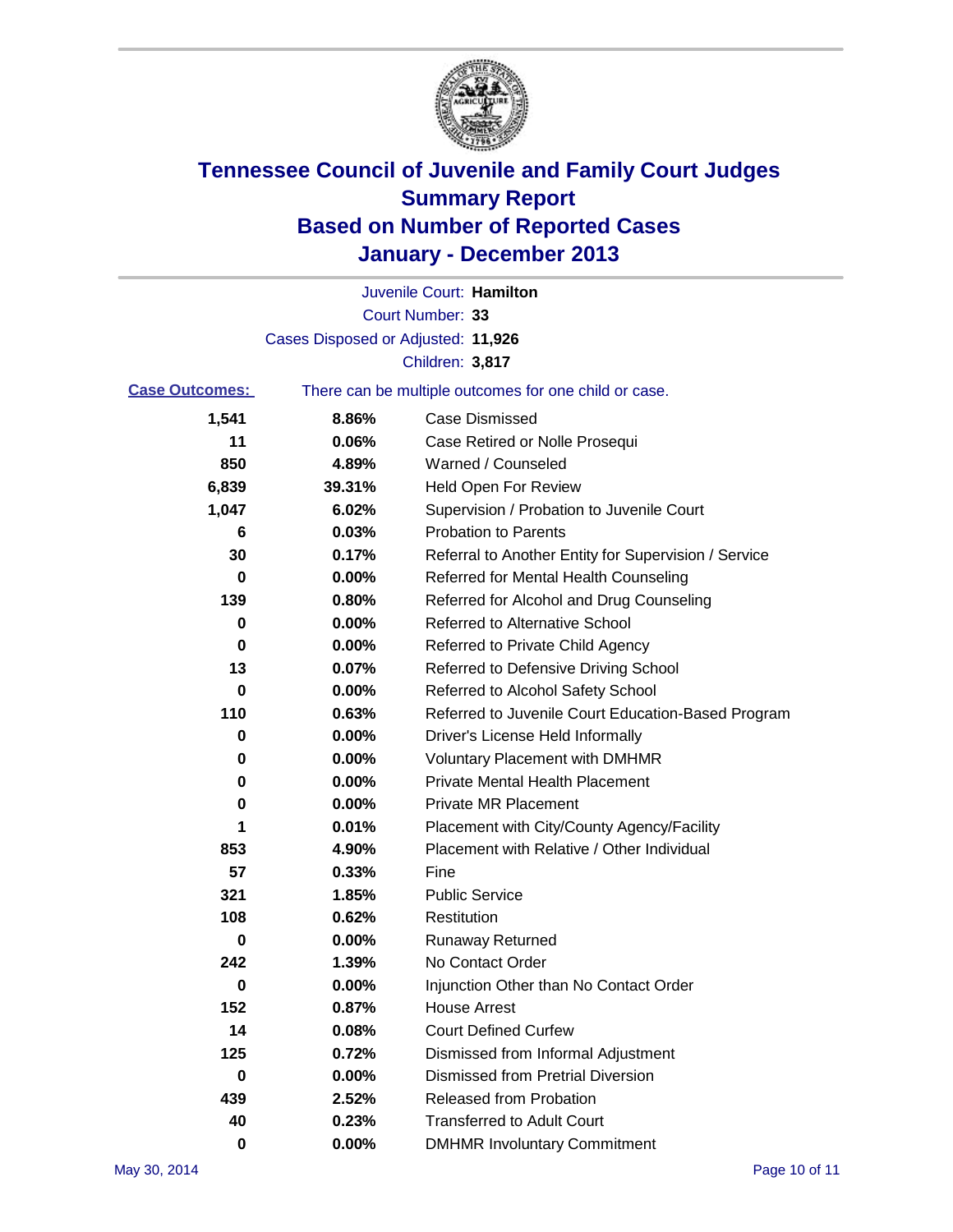# Tennessee Council of Juvenile and Family Court Judges
## Summary Report
## Based on Number of Reported Cases
## January - December 2013

Juvenile Court: **Hamilton**

Court Number: **33**

Cases Disposed or Adjusted: **11,926**

Children: **3,817**

**Case Outcomes:** There can be multiple outcomes for one child or case.

| Count | Percent | Outcome |
|---|---|---|
| 1,541 | 8.86% | Case Dismissed |
| 11 | 0.06% | Case Retired or Nolle Prosequi |
| 850 | 4.89% | Warned / Counseled |
| 6,839 | 39.31% | Held Open For Review |
| 1,047 | 6.02% | Supervision / Probation to Juvenile Court |
| 6 | 0.03% | Probation to Parents |
| 30 | 0.17% | Referral to Another Entity for Supervision / Service |
| 0 | 0.00% | Referred for Mental Health Counseling |
| 139 | 0.80% | Referred for Alcohol and Drug Counseling |
| 0 | 0.00% | Referred to Alternative School |
| 0 | 0.00% | Referred to Private Child Agency |
| 13 | 0.07% | Referred to Defensive Driving School |
| 0 | 0.00% | Referred to Alcohol Safety School |
| 110 | 0.63% | Referred to Juvenile Court Education-Based Program |
| 0 | 0.00% | Driver's License Held Informally |
| 0 | 0.00% | Voluntary Placement with DMHMR |
| 0 | 0.00% | Private Mental Health Placement |
| 0 | 0.00% | Private MR Placement |
| 1 | 0.01% | Placement with City/County Agency/Facility |
| 853 | 4.90% | Placement with Relative / Other Individual |
| 57 | 0.33% | Fine |
| 321 | 1.85% | Public Service |
| 108 | 0.62% | Restitution |
| 0 | 0.00% | Runaway Returned |
| 242 | 1.39% | No Contact Order |
| 0 | 0.00% | Injunction Other than No Contact Order |
| 152 | 0.87% | House Arrest |
| 14 | 0.08% | Court Defined Curfew |
| 125 | 0.72% | Dismissed from Informal Adjustment |
| 0 | 0.00% | Dismissed from Pretrial Diversion |
| 439 | 2.52% | Released from Probation |
| 40 | 0.23% | Transferred to Adult Court |
| 0 | 0.00% | DMHMR Involuntary Commitment |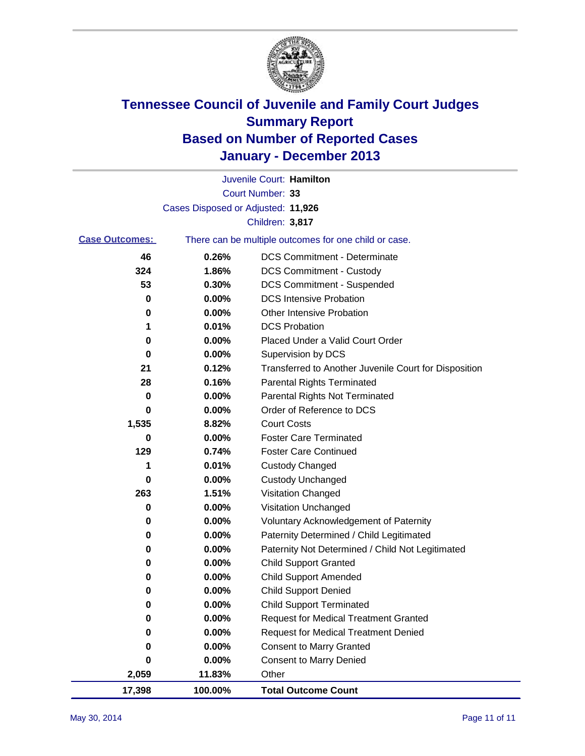# Tennessee Council of Juvenile and Family Court Judges
## Summary Report
## Based on Number of Reported Cases
## January - December 2013

Juvenile Court: **Hamilton**

Court Number: **33**

Cases Disposed or Adjusted: **11,926**

Children: **3,817**

**Case Outcomes:** There can be multiple outcomes for one child or case.

| | | |
|---|---|---|
| 46 | 0.26% | DCS Commitment - Determinate |
| 324 | 1.86% | DCS Commitment - Custody |
| 53 | 0.30% | DCS Commitment - Suspended |
| 0 | 0.00% | DCS Intensive Probation |
| 0 | 0.00% | Other Intensive Probation |
| 1 | 0.01% | DCS Probation |
| 0 | 0.00% | Placed Under a Valid Court Order |
| 0 | 0.00% | Supervision by DCS |
| 21 | 0.12% | Transferred to Another Juvenile Court for Disposition |
| 28 | 0.16% | Parental Rights Terminated |
| 0 | 0.00% | Parental Rights Not Terminated |
| 0 | 0.00% | Order of Reference to DCS |
| 1,535 | 8.82% | Court Costs |
| 0 | 0.00% | Foster Care Terminated |
| 129 | 0.74% | Foster Care Continued |
| 1 | 0.01% | Custody Changed |
| 0 | 0.00% | Custody Unchanged |
| 263 | 1.51% | Visitation Changed |
| 0 | 0.00% | Visitation Unchanged |
| 0 | 0.00% | Voluntary Acknowledgement of Paternity |
| 0 | 0.00% | Paternity Determined / Child Legitimated |
| 0 | 0.00% | Paternity Not Determined / Child Not Legitimated |
| 0 | 0.00% | Child Support Granted |
| 0 | 0.00% | Child Support Amended |
| 0 | 0.00% | Child Support Denied |
| 0 | 0.00% | Child Support Terminated |
| 0 | 0.00% | Request for Medical Treatment Granted |
| 0 | 0.00% | Request for Medical Treatment Denied |
| 0 | 0.00% | Consent to Marry Granted |
| 0 | 0.00% | Consent to Marry Denied |
| 2,059 | 11.83% | Other |
| **17,398** | **100.00%** | **Total Outcome Count** |

May 30, 2014